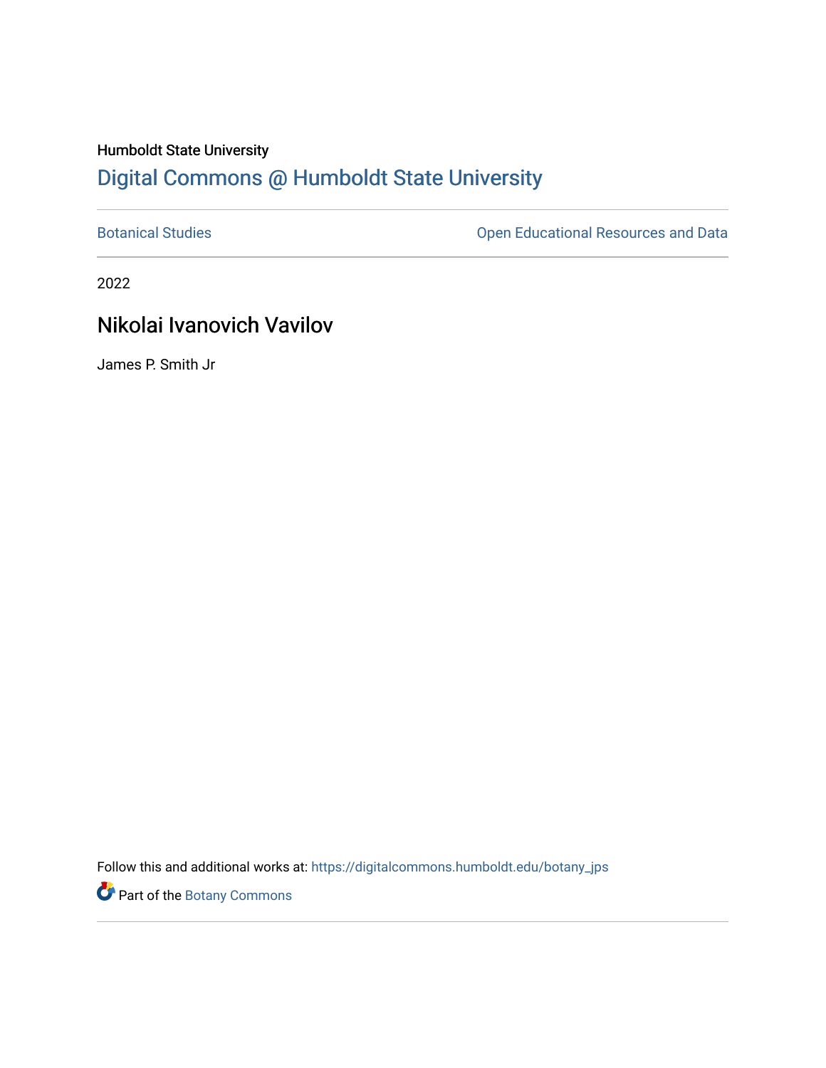Humboldt State University

## Digital Commons @ Humboldt State University

Botanical Studies | Open Educational Resources and Data

2022

# Nikolai Ivanovich Vavilov

James P. Smith Jr

Follow this and additional works at: https://digitalcommons.humboldt.edu/botany_jps

Part of the Botany Commons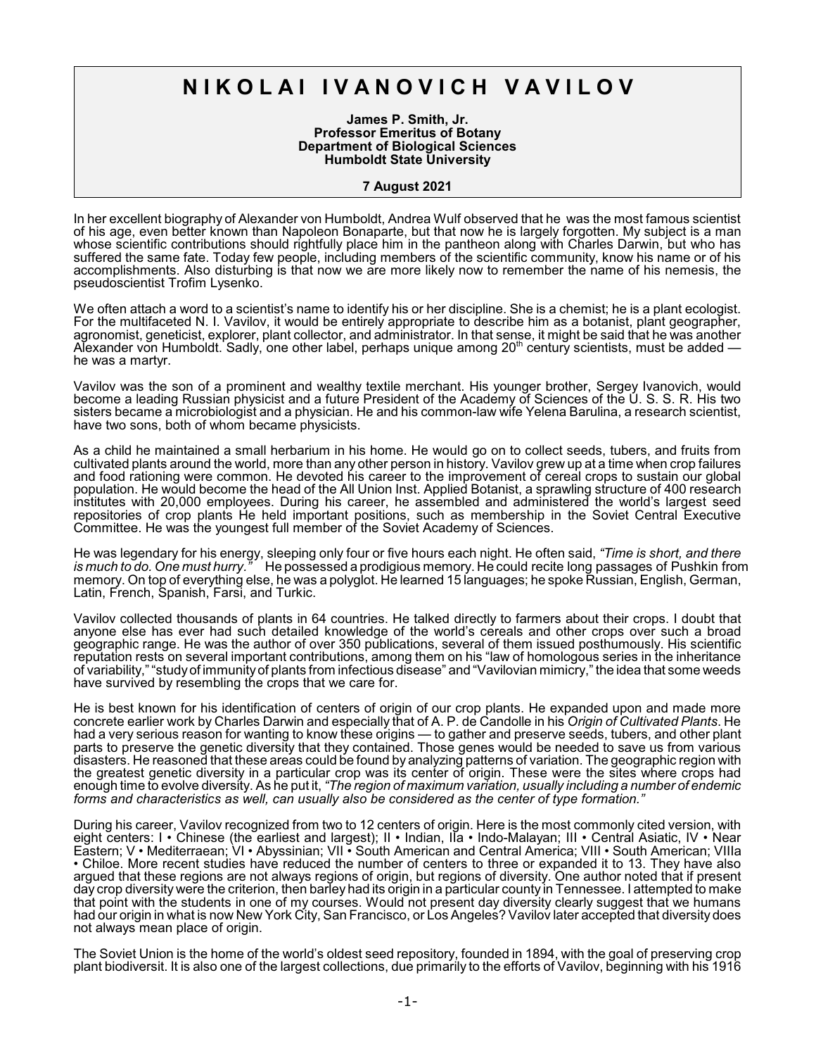# NIKOLAI IVANOVICH VAVILOV

**James P. Smith, Jr.**
**Professor Emeritus of Botany**
**Department of Biological Sciences**
**Humboldt State University**

**7 August 2021**

In her excellent biography of Alexander von Humboldt, Andrea Wulf observed that he was the most famous scientist of his age, even better known than Napoleon Bonaparte, but that now he is largely forgotten. My subject is a man whose scientific contributions should rightfully place him in the pantheon along with Charles Darwin, but who has suffered the same fate. Today few people, including members of the scientific community, know his name or of his accomplishments. Also disturbing is that now we are more likely now to remember the name of his nemesis, the pseudoscientist Trofim Lysenko.

We often attach a word to a scientist's name to identify his or her discipline. She is a chemist; he is a plant ecologist. For the multifaceted N. I. Vavilov, it would be entirely appropriate to describe him as a botanist, plant geographer, agronomist, geneticist, explorer, plant collector, and administrator. In that sense, it might be said that he was another Alexander von Humboldt. Sadly, one other label, perhaps unique among 20th century scientists, must be added — he was a martyr.

Vavilov was the son of a prominent and wealthy textile merchant. His younger brother, Sergey Ivanovich, would become a leading Russian physicist and a future President of the Academy of Sciences of the U. S. S. R. His two sisters became a microbiologist and a physician. He and his common-law wife Yelena Barulina, a research scientist, have two sons, both of whom became physicists.

As a child he maintained a small herbarium in his home. He would go on to collect seeds, tubers, and fruits from cultivated plants around the world, more than any other person in history. Vavilov grew up at a time when crop failures and food rationing were common. He devoted his career to the improvement of cereal crops to sustain our global population. He would become the head of the All Union Inst. Applied Botanist, a sprawling structure of 400 research institutes with 20,000 employees. During his career, he assembled and administered the world's largest seed repositories of crop plants He held important positions, such as membership in the Soviet Central Executive Committee. He was the youngest full member of the Soviet Academy of Sciences.

He was legendary for his energy, sleeping only four or five hours each night. He often said, *"Time is short, and there is much to do. One must hurry."* He possessed a prodigious memory. He could recite long passages of Pushkin from memory. On top of everything else, he was a polyglot. He learned 15 languages; he spoke Russian, English, German, Latin, French, Spanish, Farsi, and Turkic.

Vavilov collected thousands of plants in 64 countries. He talked directly to farmers about their crops. I doubt that anyone else has ever had such detailed knowledge of the world's cereals and other crops over such a broad geographic range. He was the author of over 350 publications, several of them issued posthumously. His scientific reputation rests on several important contributions, among them on his "law of homologous series in the inheritance of variability," "study of immunity of plants from infectious disease" and "Vavilovian mimicry," the idea that some weeds have survived by resembling the crops that we care for.

He is best known for his identification of centers of origin of our crop plants. He expanded upon and made more concrete earlier work by Charles Darwin and especially that of A. P. de Candolle in his *Origin of Cultivated Plants*. He had a very serious reason for wanting to know these origins — to gather and preserve seeds, tubers, and other plant parts to preserve the genetic diversity that they contained. Those genes would be needed to save us from various disasters. He reasoned that these areas could be found by analyzing patterns of variation. The geographic region with the greatest genetic diversity in a particular crop was its center of origin. These were the sites where crops had enough time to evolve diversity. As he put it, *"The region of maximum variation, usually including a number of endemic forms and characteristics as well, can usually also be considered as the center of type formation."*

During his career, Vavilov recognized from two to 12 centers of origin. Here is the most commonly cited version, with eight centers: I • Chinese (the earliest and largest); II • Indian, IIa • Indo-Malayan; III • Central Asiatic, IV • Near Eastern; V • Mediterraean; VI • Abyssinian; VII • South American and Central America; VIII • South American; VIIIa • Chiloe. More recent studies have reduced the number of centers to three or expanded it to 13. They have also argued that these regions are not always regions of origin, but regions of diversity. One author noted that if present day crop diversity were the criterion, then barley had its origin in a particular county in Tennessee. I attempted to make that point with the students in one of my courses. Would not present day diversity clearly suggest that we humans had our origin in what is now New York City, San Francisco, or Los Angeles? Vavilov later accepted that diversity does not always mean place of origin.

The Soviet Union is the home of the world's oldest seed repository, founded in 1894, with the goal of preserving crop plant biodiversit. It is also one of the largest collections, due primarily to the efforts of Vavilov, beginning with his 1916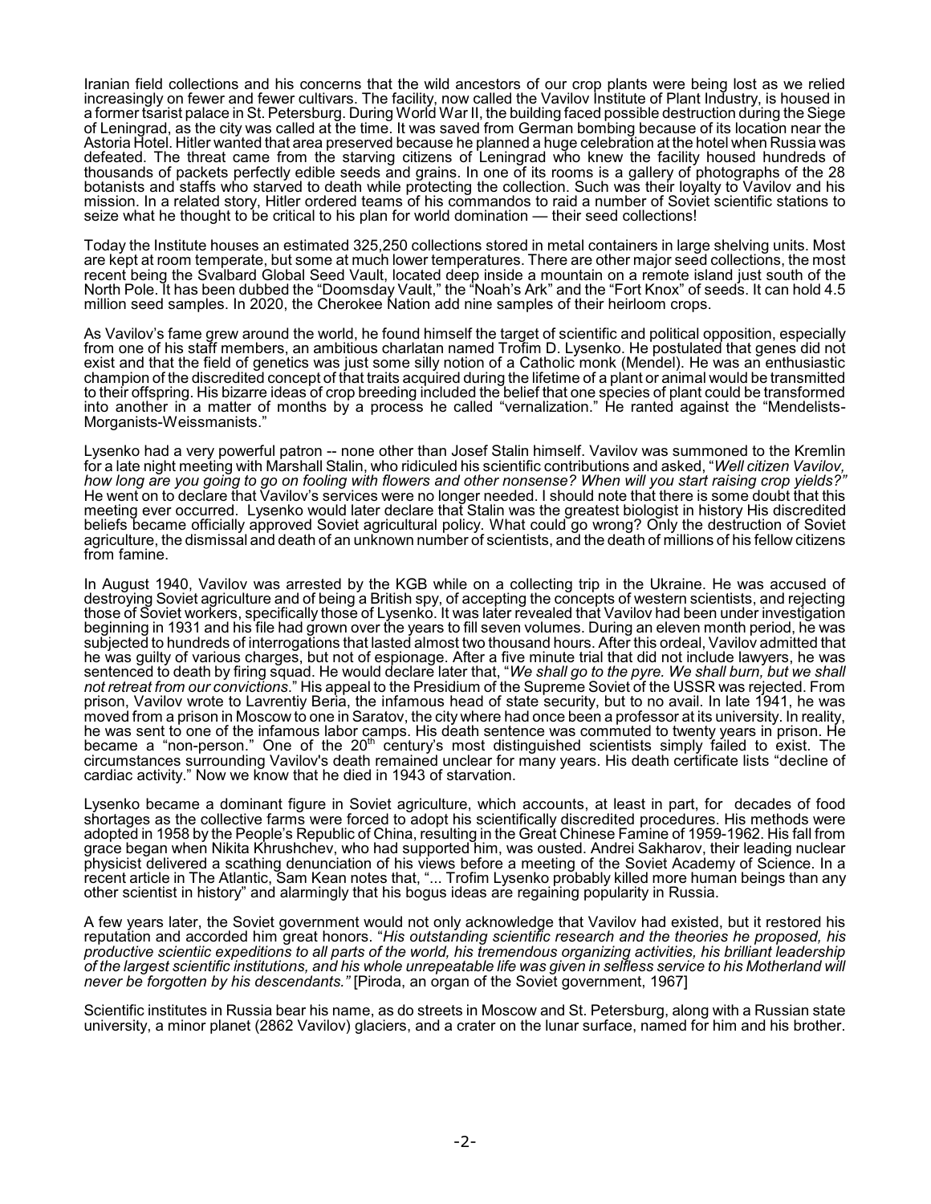Iranian field collections and his concerns that the wild ancestors of our crop plants were being lost as we relied increasingly on fewer and fewer cultivars. The facility, now called the Vavilov Institute of Plant Industry, is housed in a former tsarist palace in St. Petersburg. During World War II, the building faced possible destruction during the Siege of Leningrad, as the city was called at the time. It was saved from German bombing because of its location near the Astoria Hotel. Hitler wanted that area preserved because he planned a huge celebration at the hotel when Russia was defeated. The threat came from the starving citizens of Leningrad who knew the facility housed hundreds of thousands of packets perfectly edible seeds and grains. In one of its rooms is a gallery of photographs of the 28 botanists and staffs who starved to death while protecting the collection. Such was their loyalty to Vavilov and his mission. In a related story, Hitler ordered teams of his commandos to raid a number of Soviet scientific stations to seize what he thought to be critical to his plan for world domination — their seed collections!

Today the Institute houses an estimated 325,250 collections stored in metal containers in large shelving units. Most are kept at room temperate, but some at much lower temperatures. There are other major seed collections, the most recent being the Svalbard Global Seed Vault, located deep inside a mountain on a remote island just south of the North Pole. It has been dubbed the "Doomsday Vault," the "Noah's Ark" and the "Fort Knox" of seeds. It can hold 4.5 million seed samples. In 2020, the Cherokee Nation add nine samples of their heirloom crops.

As Vavilov's fame grew around the world, he found himself the target of scientific and political opposition, especially from one of his staff members, an ambitious charlatan named Trofim D. Lysenko. He postulated that genes did not exist and that the field of genetics was just some silly notion of a Catholic monk (Mendel). He was an enthusiastic champion of the discredited concept of that traits acquired during the lifetime of a plant or animal would be transmitted to their offspring. His bizarre ideas of crop breeding included the belief that one species of plant could be transformed into another in a matter of months by a process he called "vernalization." He ranted against the "Mendelists-Morganists-Weissmanists."

Lysenko had a very powerful patron -- none other than Josef Stalin himself. Vavilov was summoned to the Kremlin for a late night meeting with Marshall Stalin, who ridiculed his scientific contributions and asked, "*Well citizen Vavilov, how long are you going to go on fooling with flowers and other nonsense? When will you start raising crop yields?"* He went on to declare that Vavilov's services were no longer needed. I should note that there is some doubt that this meeting ever occurred. Lysenko would later declare that Stalin was the greatest biologist in history His discredited beliefs became officially approved Soviet agricultural policy. What could go wrong? Only the destruction of Soviet agriculture, the dismissal and death of an unknown number of scientists, and the death of millions of his fellow citizens from famine.

In August 1940, Vavilov was arrested by the KGB while on a collecting trip in the Ukraine. He was accused of destroying Soviet agriculture and of being a British spy, of accepting the concepts of western scientists, and rejecting those of Soviet workers, specifically those of Lysenko. It was later revealed that Vavilov had been under investigation beginning in 1931 and his file had grown over the years to fill seven volumes. During an eleven month period, he was subjected to hundreds of interrogations that lasted almost two thousand hours. After this ordeal, Vavilov admitted that he was guilty of various charges, but not of espionage. After a five minute trial that did not include lawyers, he was sentenced to death by firing squad. He would declare later that, "*We shall go to the pyre. We shall burn, but we shall not retreat from our convictions*." His appeal to the Presidium of the Supreme Soviet of the USSR was rejected. From prison, Vavilov wrote to Lavrentiy Beria, the infamous head of state security, but to no avail. In late 1941, he was moved from a prison in Moscow to one in Saratov, the city where had once been a professor at its university. In reality, he was sent to one of the infamous labor camps. His death sentence was commuted to twenty years in prison. He became a "non-person." One of the 20th century's most distinguished scientists simply failed to exist. The circumstances surrounding Vavilov's death remained unclear for many years. His death certificate lists "decline of cardiac activity." Now we know that he died in 1943 of starvation.

Lysenko became a dominant figure in Soviet agriculture, which accounts, at least in part, for decades of food shortages as the collective farms were forced to adopt his scientifically discredited procedures. His methods were adopted in 1958 by the People's Republic of China, resulting in the Great Chinese Famine of 1959-1962. His fall from grace began when Nikita Khrushchev, who had supported him, was ousted. Andrei Sakharov, their leading nuclear physicist delivered a scathing denunciation of his views before a meeting of the Soviet Academy of Science. In a recent article in The Atlantic, Sam Kean notes that, "... Trofim Lysenko probably killed more human beings than any other scientist in history" and alarmingly that his bogus ideas are regaining popularity in Russia.

A few years later, the Soviet government would not only acknowledge that Vavilov had existed, but it restored his reputation and accorded him great honors. "*His outstanding scientific research and the theories he proposed, his productive scientiic expeditions to all parts of the world, his tremendous organizing activities, his brilliant leadership of the largest scientific institutions, and his whole unrepeatable life was given in selfless service to his Motherland will never be forgotten by his descendants."* [Piroda, an organ of the Soviet government, 1967]

Scientific institutes in Russia bear his name, as do streets in Moscow and St. Petersburg, along with a Russian state university, a minor planet (2862 Vavilov) glaciers, and a crater on the lunar surface, named for him and his brother.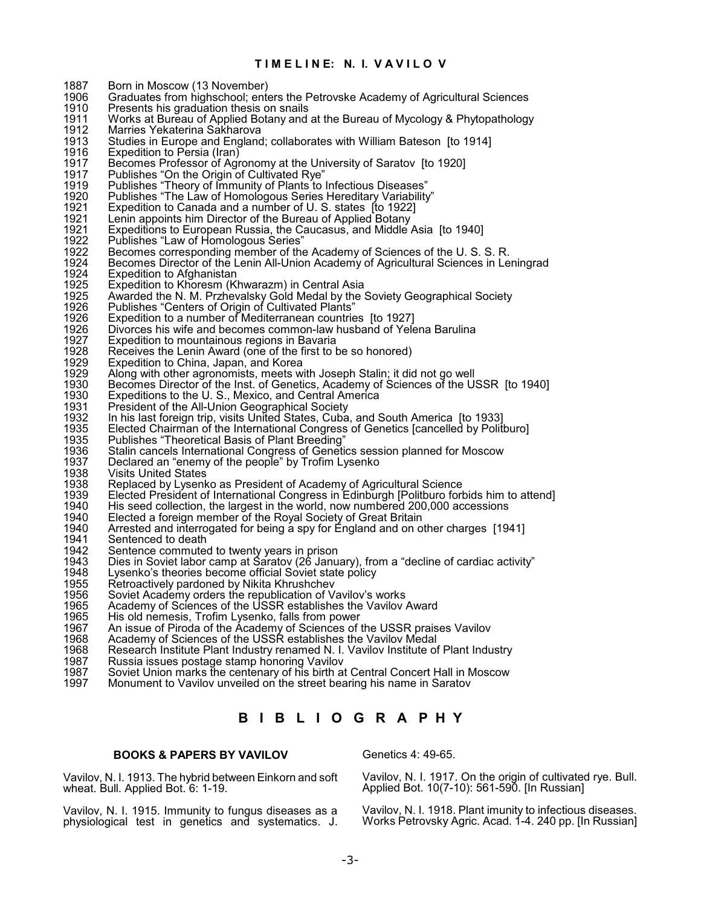## TIMELINE: N. I. VAVILOV

- 1887 Born in Moscow (13 November)
- 1906 Graduates from highschool; enters the Petrovske Academy of Agricultural Sciences
- 1910 Presents his graduation thesis on snails
- 1911 Works at Bureau of Applied Botany and at the Bureau of Mycology & Phytopathology
- 1912 Marries Yekaterina Sakharova
- 1913 Studies in Europe and England; collaborates with William Bateson [to 1914]
- 1916 Expedition to Persia (Iran)
- 1917 Becomes Professor of Agronomy at the University of Saratov [to 1920]
- 1917 Publishes "On the Origin of Cultivated Rye"
- 1919 Publishes "Theory of Immunity of Plants to Infectious Diseases"
- 1920 Publishes "The Law of Homologous Series Hereditary Variability"
- 1921 Expedition to Canada and a number of U. S. states [to 1922]
- 1921 Lenin appoints him Director of the Bureau of Applied Botany
- 1921 Expeditions to European Russia, the Caucasus, and Middle Asia [to 1940]
- 1922 Publishes "Law of Homologous Series"
- 1922 Becomes corresponding member of the Academy of Sciences of the U. S. S. R.
- 1924 Becomes Director of the Lenin All-Union Academy of Agricultural Sciences in Leningrad
- 1924 Expedition to Afghanistan
- 1925 Expedition to Khoresm (Khwarazm) in Central Asia
- 1925 Awarded the N. M. Przhevalsky Gold Medal by the Soviety Geographical Society
- 1926 Publishes "Centers of Origin of Cultivated Plants"
- 1926 Expedition to a number of Mediterranean countries [to 1927]
- 1926 Divorces his wife and becomes common-law husband of Yelena Barulina
- 1927 Expedition to mountainous regions in Bavaria
- 1928 Receives the Lenin Award (one of the first to be so honored)
- 1929 Expedition to China, Japan, and Korea
- 1929 Along with other agronomists, meets with Joseph Stalin; it did not go well
- 1930 Becomes Director of the Inst. of Genetics, Academy of Sciences of the USSR [to 1940]
- 1930 Expeditions to the U. S., Mexico, and Central America
- 1931 President of the All-Union Geographical Society
- 1932 In his last foreign trip, visits United States, Cuba, and South America [to 1933]
- 1935 Elected Chairman of the International Congress of Genetics [cancelled by Politburo]
- 1935 Publishes "Theoretical Basis of Plant Breeding"
- 1936 Stalin cancels International Congress of Genetics session planned for Moscow
- 1937 Declared an "enemy of the people" by Trofim Lysenko
- 1938 Visits United States
- 1938 Replaced by Lysenko as President of Academy of Agricultural Science
- 1939 Elected President of International Congress in Edinburgh [Politburo forbids him to attend]
- 1940 His seed collection, the largest in the world, now numbered 200,000 accessions
- 1940 Elected a foreign member of the Royal Society of Great Britain
- 1940 Arrested and interrogated for being a spy for England and on other charges [1941]
- 1941 Sentenced to death
- 1942 Sentence commuted to twenty years in prison
- 1943 Dies in Soviet labor camp at Saratov (26 January), from a "decline of cardiac activity"
- 1948 Lysenko's theories become official Soviet state policy
- 1955 Retroactively pardoned by Nikita Khrushchev
- 1956 Soviet Academy orders the republication of Vavilov's works
- 1965 Academy of Sciences of the USSR establishes the Vavilov Award
- 1965 His old nemesis, Trofim Lysenko, falls from power
- 1967 An issue of Piroda of the Academy of Sciences of the USSR praises Vavilov
- 1968 Academy of Sciences of the USSR establishes the Vavilov Medal
- 1968 Research Institute Plant Industry renamed N. I. Vavilov Institute of Plant Industry
- 1987 Russia issues postage stamp honoring Vavilov
- 1987 Soviet Union marks the centenary of his birth at Central Concert Hall in Moscow
- 1997 Monument to Vavilov unveiled on the street bearing his name in Saratov

# BIBLIOGRAPHY

### BOOKS & PAPERS BY VAVILOV

Vavilov, N. I. 1913. The hybrid between Einkorn and soft wheat. Bull. Applied Bot. 6: 1-19.

Vavilov, N. I. 1915. Immunity to fungus diseases as a physiological test in genetics and systematics. J. Genetics 4: 49-65.

Vavilov, N. I. 1917. On the origin of cultivated rye. Bull. Applied Bot. 10(7-10): 561-590. [In Russian]

Vavilov, N. I. 1918. Plant imunity to infectious diseases. Works Petrovsky Agric. Acad. 1-4. 240 pp. [In Russian]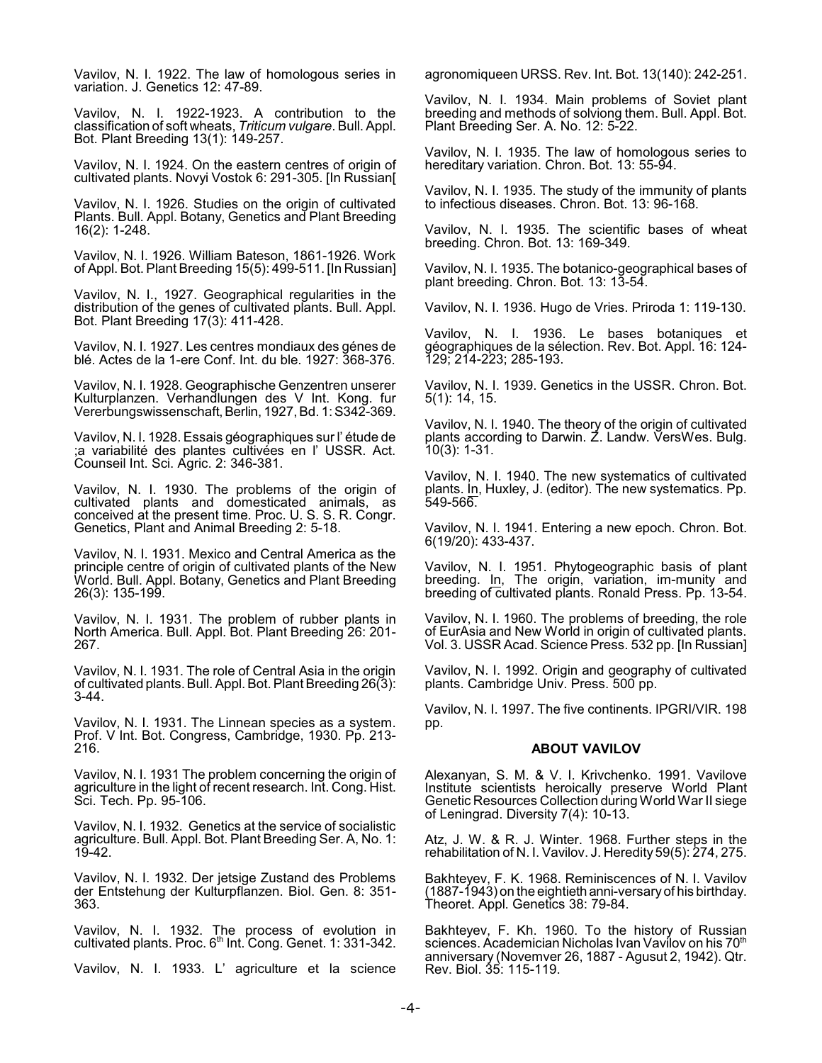Vavilov, N. I. 1922. The law of homologous series in variation. J. Genetics 12: 47-89.

Vavilov, N. I. 1922-1923. A contribution to the classification of soft wheats, *Triticum vulgare*. Bull. Appl. Bot. Plant Breeding 13(1): 149-257.

Vavilov, N. I. 1924. On the eastern centres of origin of cultivated plants. Novyi Vostok 6: 291-305. [In Russian[

Vavilov, N. I. 1926. Studies on the origin of cultivated Plants. Bull. Appl. Botany, Genetics and Plant Breeding 16(2): 1-248.

Vavilov, N. I. 1926. William Bateson, 1861-1926. Work of Appl. Bot. Plant Breeding 15(5): 499-511. [In Russian]

Vavilov, N. I., 1927. Geographical regularities in the distribution of the genes of cultivated plants. Bull. Appl. Bot. Plant Breeding 17(3): 411-428.

Vavilov, N. I. 1927. Les centres mondiaux des génes de blé. Actes de la 1-ere Conf. Int. du ble. 1927: 368-376.

Vavilov, N. I. 1928. Geographische Genzentren unserer Kulturplanzen. Verhandlungen des V Int. Kong. fur Vererbungswissenschaft, Berlin, 1927, Bd. 1: S342-369.

Vavilov, N. I. 1928. Essais géographiques sur l' étude de ;a variabilité des plantes cultivées en l' USSR. Act. Counseil Int. Sci. Agric. 2: 346-381.

Vavilov, N. I. 1930. The problems of the origin of cultivated plants and domesticated animals, as conceived at the present time. Proc. U. S. S. R. Congr. Genetics, Plant and Animal Breeding 2: 5-18.

Vavilov, N. I. 1931. Mexico and Central America as the principle centre of origin of cultivated plants of the New World. Bull. Appl. Botany, Genetics and Plant Breeding 26(3): 135-199.

Vavilov, N. I. 1931. The problem of rubber plants in North America. Bull. Appl. Bot. Plant Breeding 26: 201-267.

Vavilov, N. I. 1931. The role of Central Asia in the origin of cultivated plants. Bull. Appl. Bot. Plant Breeding 26(3): 3-44.

Vavilov, N. I. 1931. The Linnean species as a system. Prof. V Int. Bot. Congress, Cambridge, 1930. Pp. 213-216.

Vavilov, N. I. 1931 The problem concerning the origin of agriculture in the light of recent research. Int. Cong. Hist. Sci. Tech. Pp. 95-106.

Vavilov, N. I. 1932. Genetics at the service of socialistic agriculture. Bull. Appl. Bot. Plant Breeding Ser. A, No. 1: 19-42.

Vavilov, N. I. 1932. Der jetsige Zustand des Problems der Entstehung der Kulturpflanzen. Biol. Gen. 8: 351-363.

Vavilov, N. I. 1932. The process of evolution in cultivated plants. Proc. 6th Int. Cong. Genet. 1: 331-342.

Vavilov, N. I. 1933. L' agriculture et la science agronomiqueen URSS. Rev. Int. Bot. 13(140): 242-251.

Vavilov, N. I. 1934. Main problems of Soviet plant breeding and methods of solviong them. Bull. Appl. Bot. Plant Breeding Ser. A. No. 12: 5-22.

Vavilov, N. I. 1935. The law of homologous series to hereditary variation. Chron. Bot. 13: 55-94.

Vavilov, N. I. 1935. The study of the immunity of plants to infectious diseases. Chron. Bot. 13: 96-168.

Vavilov, N. I. 1935. The scientific bases of wheat breeding. Chron. Bot. 13: 169-349.

Vavilov, N. I. 1935. The botanico-geographical bases of plant breeding. Chron. Bot. 13: 13-54.

Vavilov, N. I. 1936. Hugo de Vries. Priroda 1: 119-130.

Vavilov, N. I. 1936. Le bases botaniques et géographiques de la sélection. Rev. Bot. Appl. 16: 124-129; 214-223; 285-193.

Vavilov, N. I. 1939. Genetics in the USSR. Chron. Bot. 5(1): 14, 15.

Vavilov, N. I. 1940. The theory of the origin of cultivated plants according to Darwin. Z. Landw. VersWes. Bulg. 10(3): 1-31.

Vavilov, N. I. 1940. The new systematics of cultivated plants. In, Huxley, J. (editor). The new systematics. Pp. 549-566.

Vavilov, N. I. 1941. Entering a new epoch. Chron. Bot. 6(19/20): 433-437.

Vavilov, N. I. 1951. Phytogeographic basis of plant breeding. In, The origin, variation, im-munity and breeding of cultivated plants. Ronald Press. Pp. 13-54.

Vavilov, N. I. 1960. The problems of breeding, the role of EurAsia and New World in origin of cultivated plants. Vol. 3. USSR Acad. Science Press. 532 pp. [In Russian]

Vavilov, N. I. 1992. Origin and geography of cultivated plants. Cambridge Univ. Press. 500 pp.

Vavilov, N. I. 1997. The five continents. IPGRI/VIR. 198 pp.

## ABOUT VAVILOV

Alexanyan, S. M. & V. I. Krivchenko. 1991. Vavilove Institute scientists heroically preserve World Plant Genetic Resources Collection during World War II siege of Leningrad. Diversity 7(4): 10-13.

Atz, J. W. & R. J. Winter. 1968. Further steps in the rehabilitation of N. I. Vavilov. J. Heredity 59(5): 274, 275.

Bakhteyev, F. K. 1968. Reminiscences of N. I. Vavilov (1887-1943) on the eightieth anni-versary of his birthday. Theoret. Appl. Genetics 38: 79-84.

Bakhteyev, F. Kh. 1960. To the history of Russian sciences. Academician Nicholas Ivan Vavilov on his 70th anniversary (Novemver 26, 1887 - Agusut 2, 1942). Qtr. Rev. Biol. 35: 115-119.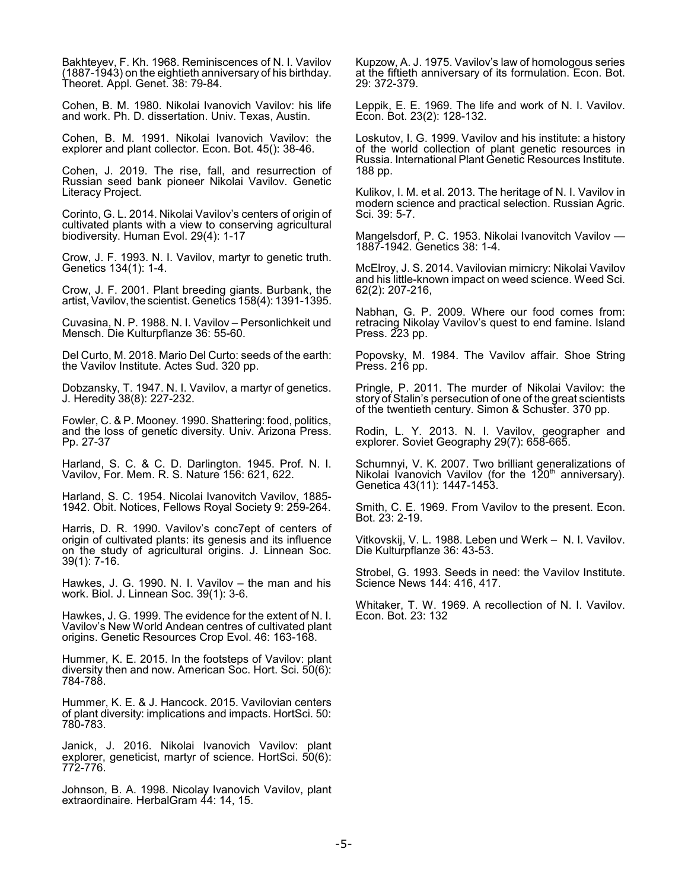Bakhteyev, F. Kh. 1968. Reminiscences of N. I. Vavilov (1887-1943) on the eightieth anniversary of his birthday. Theoret. Appl. Genet. 38: 79-84.

Cohen, B. M. 1980. Nikolai Ivanovich Vavilov: his life and work. Ph. D. dissertation. Univ. Texas, Austin.

Cohen, B. M. 1991. Nikolai Ivanovich Vavilov: the explorer and plant collector. Econ. Bot. 45(): 38-46.

Cohen, J. 2019. The rise, fall, and resurrection of Russian seed bank pioneer Nikolai Vavilov. Genetic Literacy Project.

Corinto, G. L. 2014. Nikolai Vavilov's centers of origin of cultivated plants with a view to conserving agricultural biodiversity. Human Evol. 29(4): 1-17

Crow, J. F. 1993. N. I. Vavilov, martyr to genetic truth. Genetics 134(1): 1-4.

Crow, J. F. 2001. Plant breeding giants. Burbank, the artist, Vavilov, the scientist. Genetics 158(4): 1391-1395.

Cuvasina, N. P. 1988. N. I. Vavilov – Personlichkeit und Mensch. Die Kulturpflanze 36: 55-60.

Del Curto, M. 2018. Mario Del Curto: seeds of the earth: the Vavilov Institute. Actes Sud. 320 pp.

Dobzansky, T. 1947. N. I. Vavilov, a martyr of genetics. J. Heredity 38(8): 227-232.

Fowler, C. & P. Mooney. 1990. Shattering: food, politics, and the loss of genetic diversity. Univ. Arizona Press. Pp. 27-37

Harland, S. C. & C. D. Darlington. 1945. Prof. N. I. Vavilov, For. Mem. R. S. Nature 156: 621, 622.

Harland, S. C. 1954. Nicolai Ivanovitch Vavilov, 1885-1942. Obit. Notices, Fellows Royal Society 9: 259-264.

Harris, D. R. 1990. Vavilov's conc7ept of centers of origin of cultivated plants: its genesis and its influence on the study of agricultural origins. J. Linnean Soc. 39(1): 7-16.

Hawkes, J. G. 1990. N. I. Vavilov – the man and his work. Biol. J. Linnean Soc. 39(1): 3-6.

Hawkes, J. G. 1999. The evidence for the extent of N. I. Vavilov's New World Andean centres of cultivated plant origins. Genetic Resources Crop Evol. 46: 163-168.

Hummer, K. E. 2015. In the footsteps of Vavilov: plant diversity then and now. American Soc. Hort. Sci. 50(6): 784-788.

Hummer, K. E. & J. Hancock. 2015. Vavilovian centers of plant diversity: implications and impacts. HortSci. 50: 780-783.

Janick, J. 2016. Nikolai Ivanovich Vavilov: plant explorer, geneticist, martyr of science. HortSci. 50(6): 772-776.

Johnson, B. A. 1998. Nicolay Ivanovich Vavilov, plant extraordinaire. HerbalGram 44: 14, 15.

Kupzow, A. J. 1975. Vavilov's law of homologous series at the fiftieth anniversary of its formulation. Econ. Bot. 29: 372-379.

Leppik, E. E. 1969. The life and work of N. I. Vavilov. Econ. Bot. 23(2): 128-132.

Loskutov, I. G. 1999. Vavilov and his institute: a history of the world collection of plant genetic resources in Russia. International Plant Genetic Resources Institute. 188 pp.

Kulikov, I. M. et al. 2013. The heritage of N. I. Vavilov in modern science and practical selection. Russian Agric. Sci. 39: 5-7.

Mangelsdorf, P. C. 1953. Nikolai Ivanovitch Vavilov — 1887-1942. Genetics 38: 1-4.

McElroy, J. S. 2014. Vavilovian mimicry: Nikolai Vavilov and his little-known impact on weed science. Weed Sci. 62(2): 207-216,

Nabhan, G. P. 2009. Where our food comes from: retracing Nikolay Vavilov's quest to end famine. Island Press. 223 pp.

Popovsky, M. 1984. The Vavilov affair. Shoe String Press. 216 pp.

Pringle, P. 2011. The murder of Nikolai Vavilov: the story of Stalin's persecution of one of the great scientists of the twentieth century. Simon & Schuster. 370 pp.

Rodin, L. Y. 2013. N. I. Vavilov, geographer and explorer. Soviet Geography 29(7): 658-665.

Schumnyi, V. K. 2007. Two brilliant generalizations of Nikolai Ivanovich Vavilov (for the 120th anniversary). Genetica 43(11): 1447-1453.

Smith, C. E. 1969. From Vavilov to the present. Econ. Bot. 23: 2-19.

Vitkovskij, V. L. 1988. Leben und Werk – N. I. Vavilov. Die Kulturpflanze 36: 43-53.

Strobel, G. 1993. Seeds in need: the Vavilov Institute. Science News 144: 416, 417.

Whitaker, T. W. 1969. A recollection of N. I. Vavilov. Econ. Bot. 23: 132